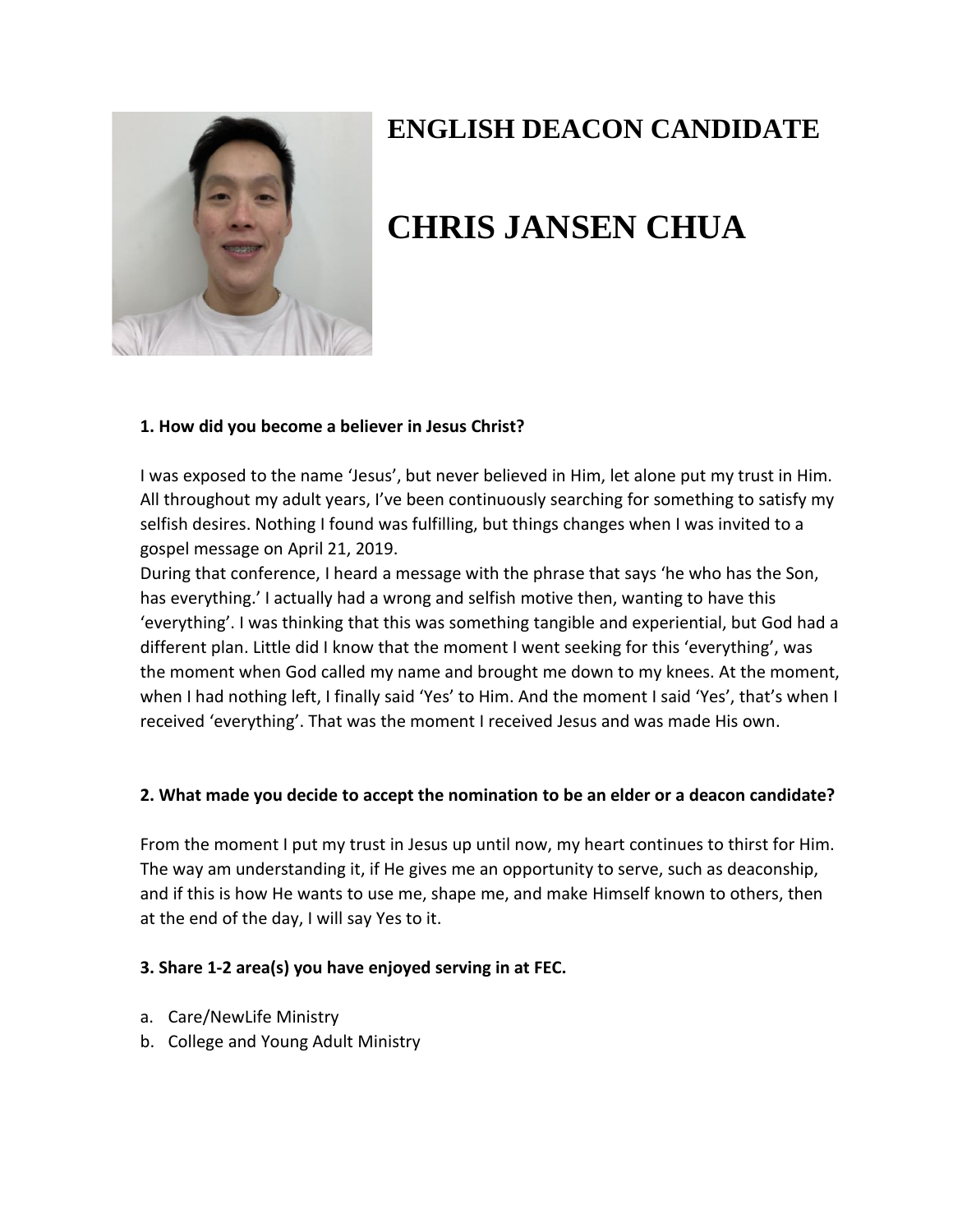# ENGLISH DEACON CANDIDATE

# CHRIS JANSEN CHUA

**1. How did you become a believer in Jesus Christ?**

I was exposed to the name 'Jesus', but never believed in Him, let alone put my trust in Him. All throughout my adult years, I've been continuously searching for something to satisfy my selfish desires. Nothing I found was fulfilling, but things changes when I was invited to a gospel message on April 21, 2019.
During that conference, I heard a message with the phrase that says 'he who has the Son, has everything.' I actually had a wrong and selfish motive then, wanting to have this 'everything'. I was thinking that this was something tangible and experiential, but God had a different plan. Little did I know that the moment I went seeking for this 'everything', was the moment when God called my name and brought me down to my knees. At the moment, when I had nothing left, I finally said 'Yes' to Him. And the moment I said 'Yes', that's when I received 'everything'. That was the moment I received Jesus and was made His own.

**2. What made you decide to accept the nomination to be an elder or a deacon candidate?**

From the moment I put my trust in Jesus up until now, my heart continues to thirst for Him. The way am understanding it, if He gives me an opportunity to serve, such as deaconship, and if this is how He wants to use me, shape me, and make Himself known to others, then at the end of the day, I will say Yes to it.

**3. Share 1-2 area(s) you have enjoyed serving in at FEC.**

a. Care/NewLife Ministry
b. College and Young Adult Ministry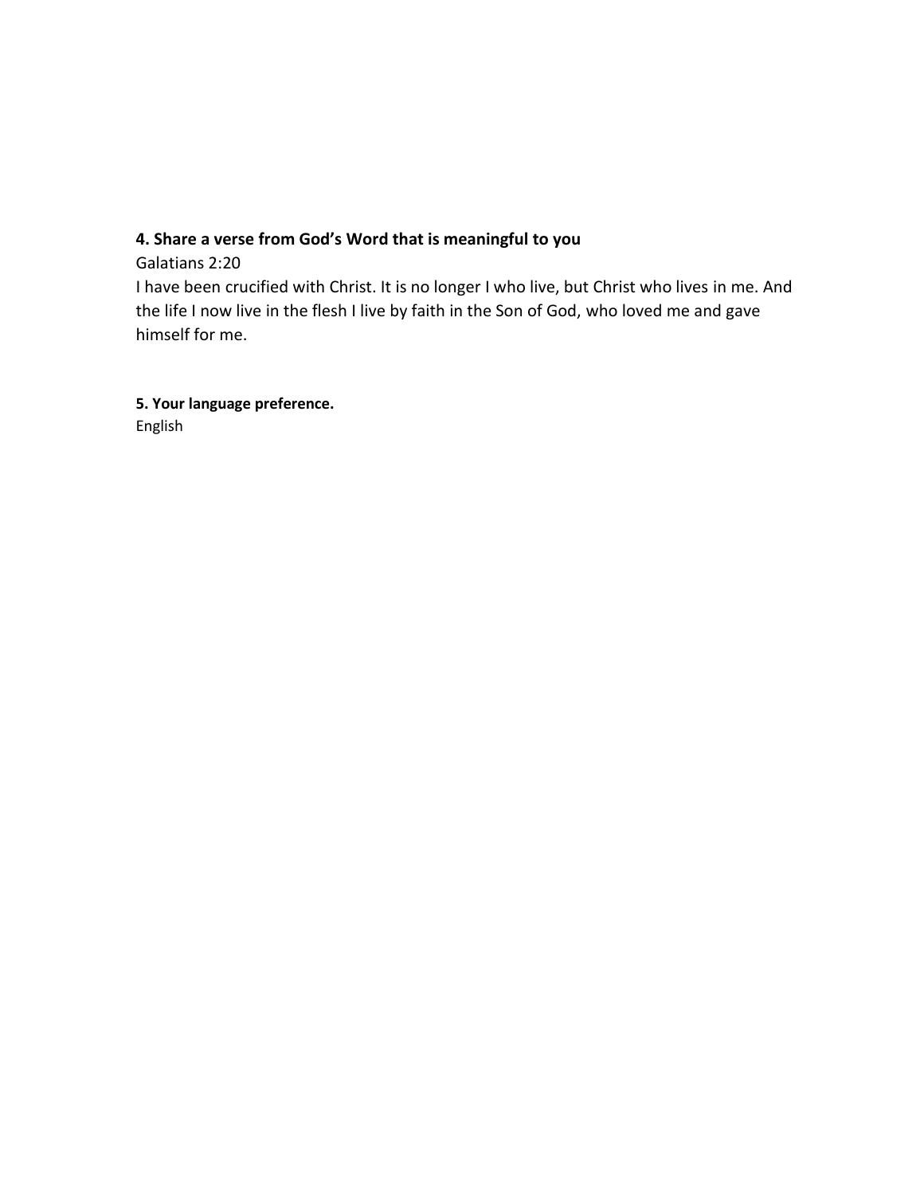**4. Share a verse from God's Word that is meaningful to you**

Galatians 2:20

I have been crucified with Christ. It is no longer I who live, but Christ who lives in me. And the life I now live in the flesh I live by faith in the Son of God, who loved me and gave himself for me.

**5. Your language preference.**

English